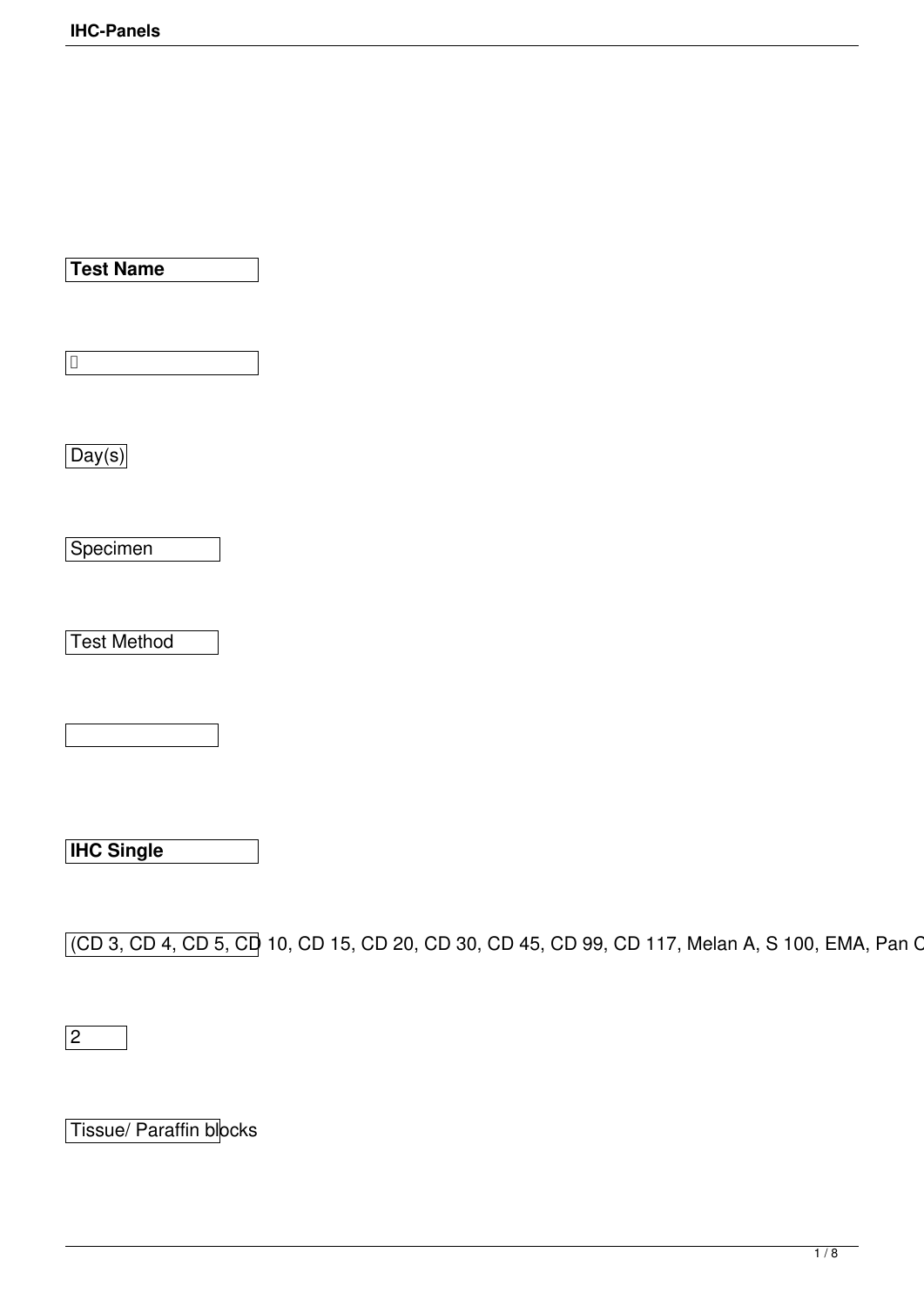| **Test Name** |  | Day(s) | Specimen | Test Method |  |
|---|---|---|---|---|---|
| **IHC Single** | (CD 3, CD 4, CD 5, CD 10, CD 15, CD 20, CD 30, CD 45, CD 99, CD 117, Melan A, S 100, EMA, Pan C | 2 | Tissue/ Paraffin blocks |  |  |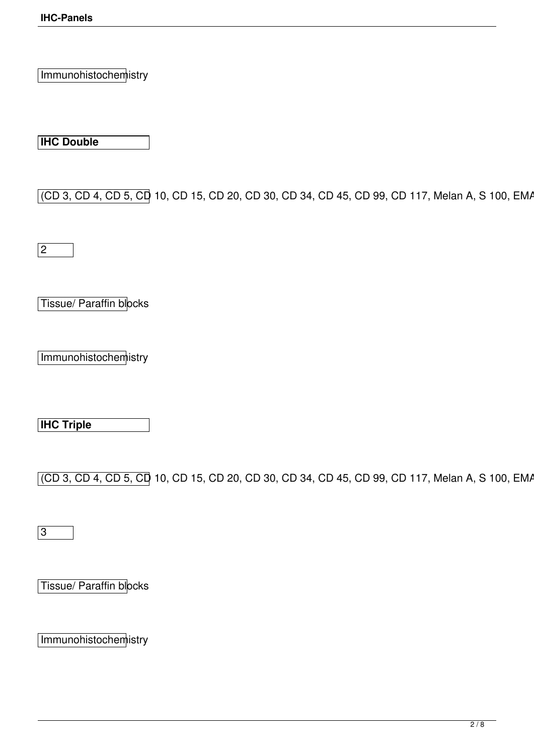Immunohistochemistry

**IHC Double**

(CD 3, CD 4, CD 5, CD 10, CD 15, CD 20, CD 30, CD 34, CD 45, CD 99, CD 117, Melan A, S 100, EMA

2

Tissue/ Paraffin blocks

Immunohistochemistry

**IHC Triple**

(CD 3, CD 4, CD 5, CD 10, CD 15, CD 20, CD 30, CD 34, CD 45, CD 99, CD 117, Melan A, S 100, EMA

3

Tissue/ Paraffin blocks

Immunohistochemistry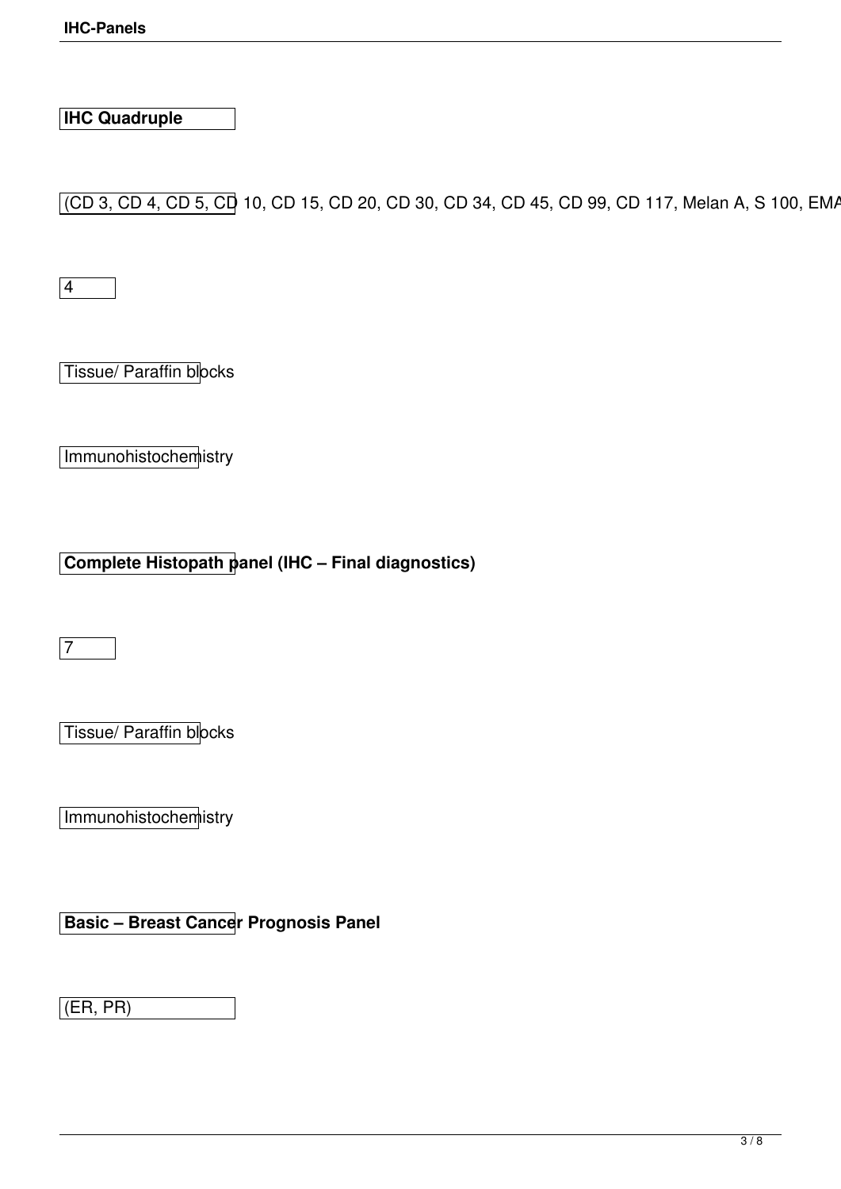**IHC Quadruple**

(CD 3, CD 4, CD 5, CD 10, CD 15, CD 20, CD 30, CD 34, CD 45, CD 99, CD 117, Melan A, S 100, EMA

4

Tissue/ Paraffin blocks

Immunohistochemistry

**Complete Histopath panel (IHC – Final diagnostics)**

7

Tissue/ Paraffin blocks

Immunohistochemistry

**Basic – Breast Cancer Prognosis Panel**

(ER, PR)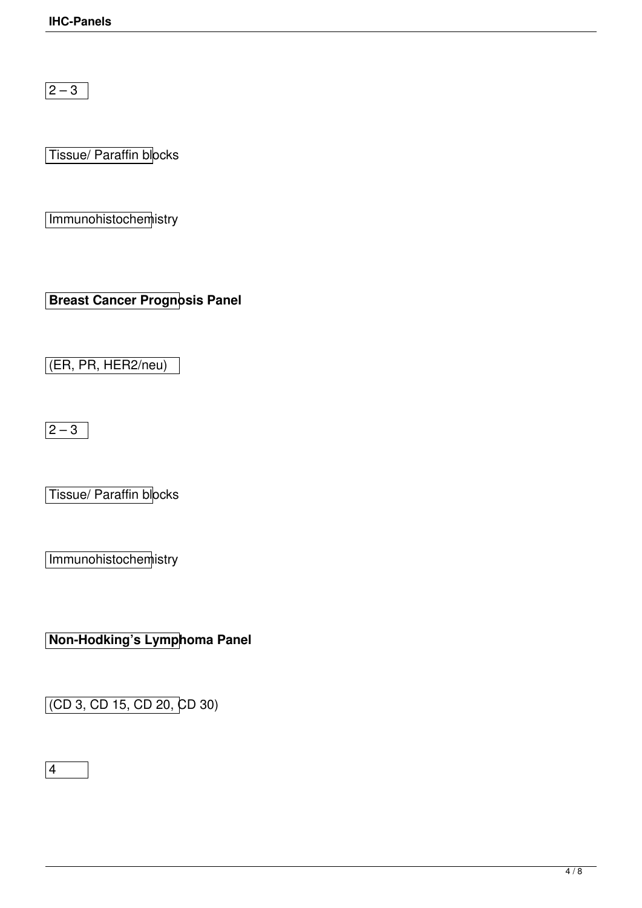2 – 3

Tissue/ Paraffin blocks

Immunohistochemistry

**Breast Cancer Prognosis Panel**

(ER, PR, HER2/neu)

2 – 3

Tissue/ Paraffin blocks

Immunohistochemistry

**Non-Hodking's Lymphoma Panel**

(CD 3, CD 15, CD 20, CD 30)

4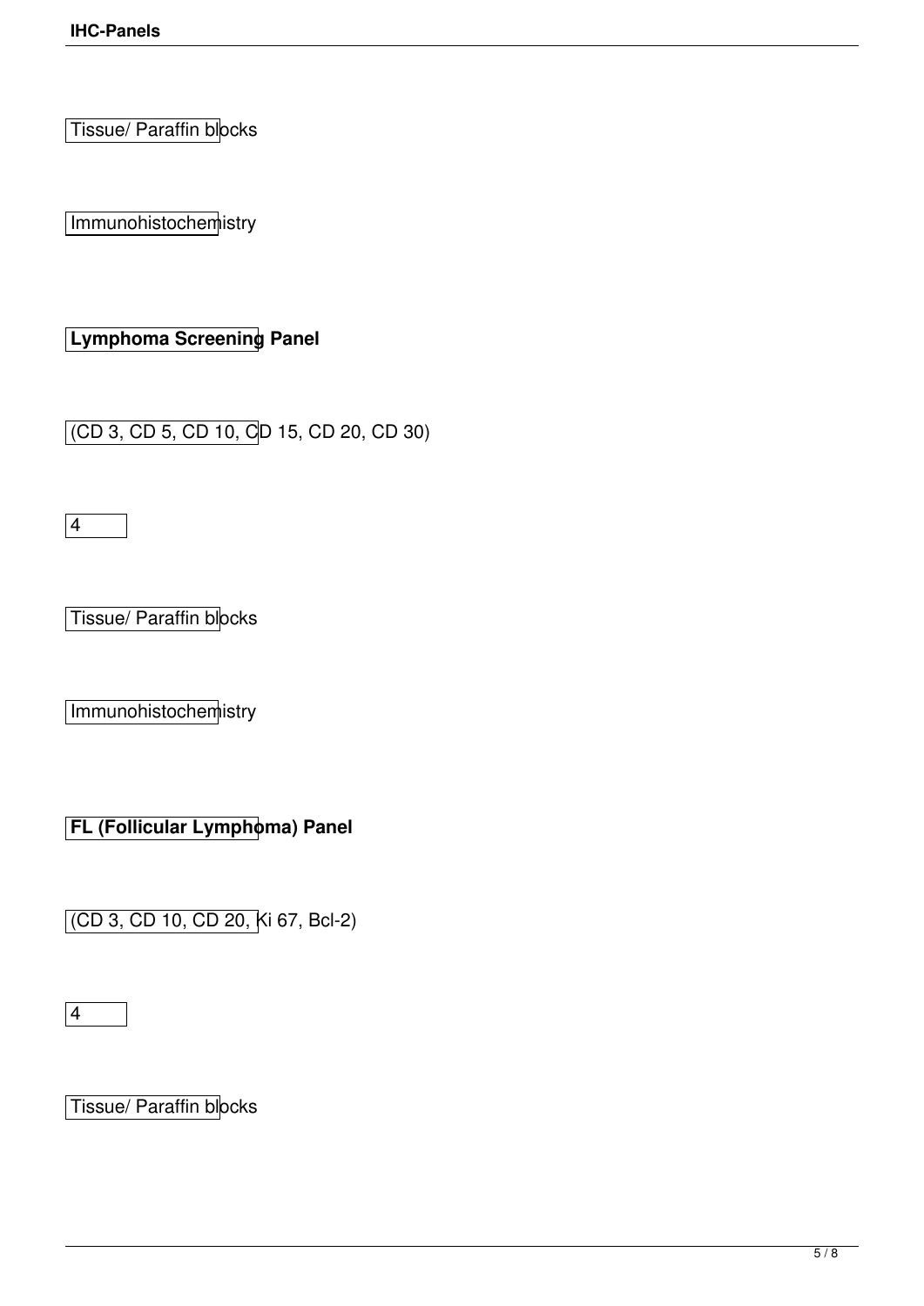Tissue/ Paraffin blocks

Immunohistochemistry

**Lymphoma Screening Panel**

(CD 3, CD 5, CD 10, CD 15, CD 20, CD 30)

4

Tissue/ Paraffin blocks

Immunohistochemistry

**FL (Follicular Lymphoma) Panel**

(CD 3, CD 10, CD 20, Ki 67, Bcl-2)

4

Tissue/ Paraffin blocks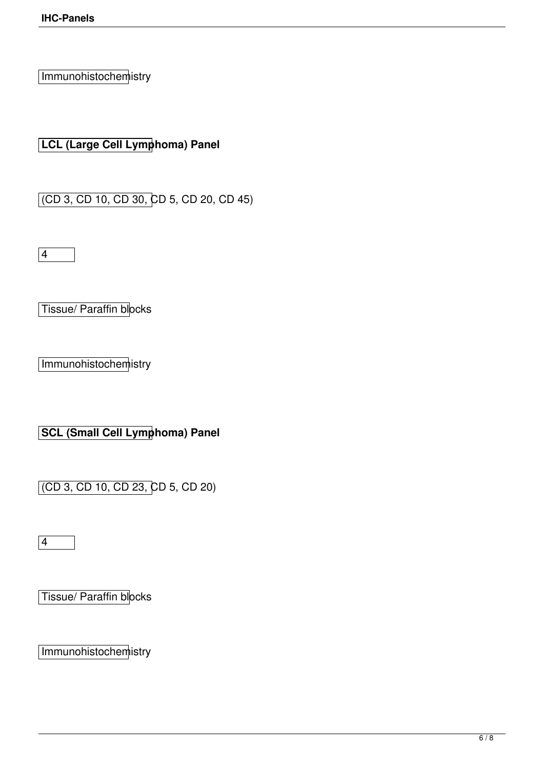Immunohistochemistry

**LCL (Large Cell Lymphoma) Panel**

(CD 3, CD 10, CD 30, CD 5, CD 20, CD 45)

4

Tissue/ Paraffin blocks

Immunohistochemistry

**SCL (Small Cell Lymphoma) Panel**

(CD 3, CD 10, CD 23, CD 5, CD 20)

4

Tissue/ Paraffin blocks

Immunohistochemistry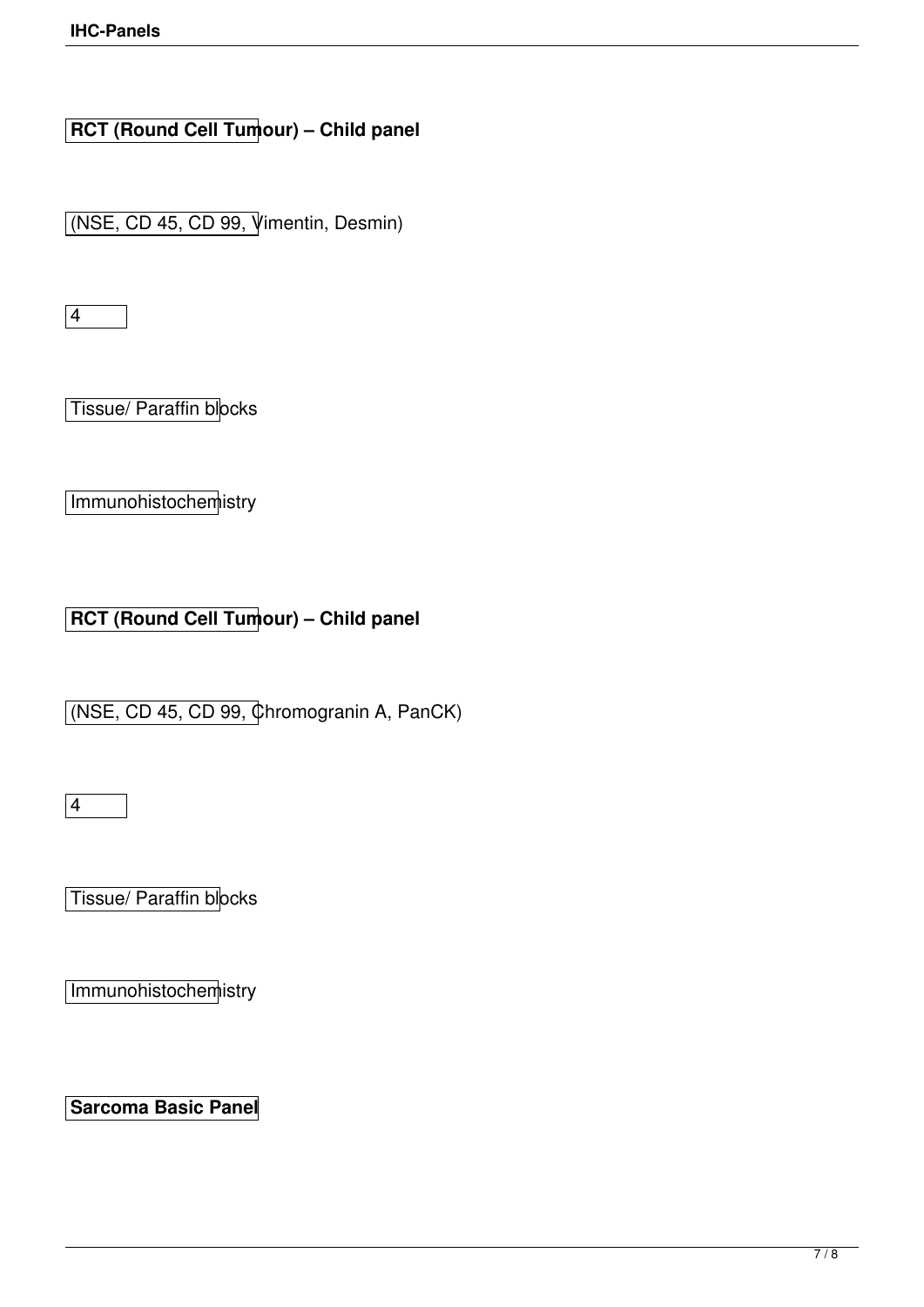**RCT (Round Cell Tumour) – Child panel**

(NSE, CD 45, CD 99, Vimentin, Desmin)

4

Tissue/ Paraffin blocks

Immunohistochemistry

**RCT (Round Cell Tumour) – Child panel**

(NSE, CD 45, CD 99, Chromogranin A, PanCK)

4

Tissue/ Paraffin blocks

Immunohistochemistry

**Sarcoma Basic Panel**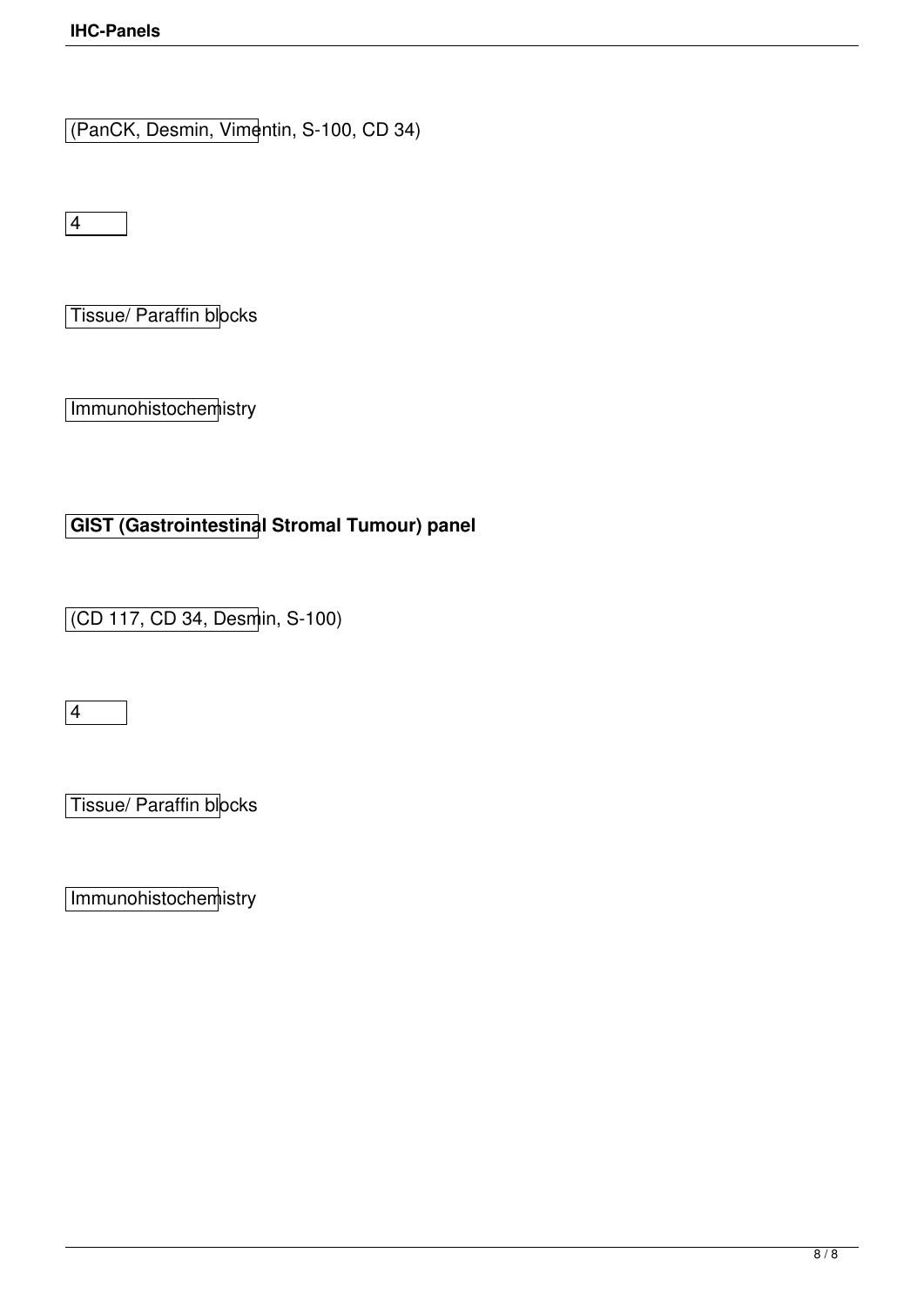(PanCK, Desmin, Vimentin, S-100, CD 34)

4

Tissue/ Paraffin blocks

Immunohistochemistry

**GIST (Gastrointestinal Stromal Tumour) panel**

(CD 117, CD 34, Desmin, S-100)

4

Tissue/ Paraffin blocks

Immunohistochemistry